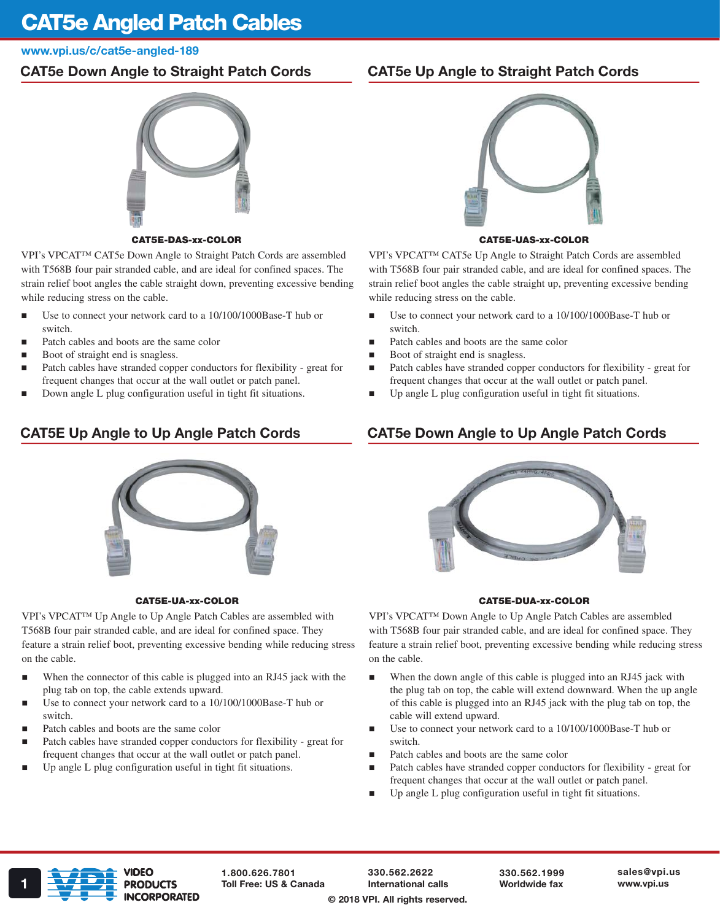# CAT5e Angled Patch Cables

www.vpi.us/c/cat5e-angled-189

## CAT5e Down Angle to Straight Patch Cords

**CAT5E-DAS-xx-COLOR**

VPI's VPCAT™ CAT5e Down Angle to Straight Patch Cords are assembled with T568B four pair stranded cable, and are ideal for confined spaces. The strain relief boot angles the cable straight down, preventing excessive bending while reducing stress on the cable.

- Use to connect your network card to a 10/100/1000Base-T hub or switch.
- Patch cables and boots are the same color
- Boot of straight end is snagless.
- Patch cables have stranded copper conductors for flexibility - great for frequent changes that occur at the wall outlet or patch panel.
- Down angle L plug configuration useful in tight fit situations.

## CAT5e Up Angle to Straight Patch Cords

**CAT5E-UAS-xx-COLOR**

VPI's VPCAT™ CAT5e Up Angle to Straight Patch Cords are assembled with T568B four pair stranded cable, and are ideal for confined spaces. The strain relief boot angles the cable straight up, preventing excessive bending while reducing stress on the cable.

- Use to connect your network card to a 10/100/1000Base-T hub or switch.
- Patch cables and boots are the same color
- Boot of straight end is snagless.
- Patch cables have stranded copper conductors for flexibility - great for frequent changes that occur at the wall outlet or patch panel.
- Up angle L plug configuration useful in tight fit situations.

## CAT5E Up Angle to Up Angle Patch Cords

**CAT5E-UA-xx-COLOR**

VPI's VPCAT™ Up Angle to Up Angle Patch Cables are assembled with T568B four pair stranded cable, and are ideal for confined space. They feature a strain relief boot, preventing excessive bending while reducing stress on the cable.

- When the connector of this cable is plugged into an RJ45 jack with the plug tab on top, the cable extends upward.
- Use to connect your network card to a 10/100/1000Base-T hub or switch.
- Patch cables and boots are the same color
- Patch cables have stranded copper conductors for flexibility - great for frequent changes that occur at the wall outlet or patch panel.
- Up angle L plug configuration useful in tight fit situations.

## CAT5e Down Angle to Up Angle Patch Cords

**CAT5E-DUA-xx-COLOR**

VPI's VPCAT™ Down Angle to Up Angle Patch Cables are assembled with T568B four pair stranded cable, and are ideal for confined space. They feature a strain relief boot, preventing excessive bending while reducing stress on the cable.

- When the down angle of this cable is plugged into an RJ45 jack with the plug tab on top, the cable will extend downward. When the up angle of this cable is plugged into an RJ45 jack with the plug tab on top, the cable will extend upward.
- Use to connect your network card to a 10/100/1000Base-T hub or switch.
- Patch cables and boots are the same color
- Patch cables have stranded copper conductors for flexibility - great for frequent changes that occur at the wall outlet or patch panel.
- Up angle L plug configuration useful in tight fit situations.

VIDEO PRODUCTS INCORPORATED

1.800.626.7801
Toll Free: US & Canada

330.562.2622
International calls

330.562.1999
Worldwide fax

sales@vpi.us
www.vpi.us

© 2018 VPI. All rights reserved.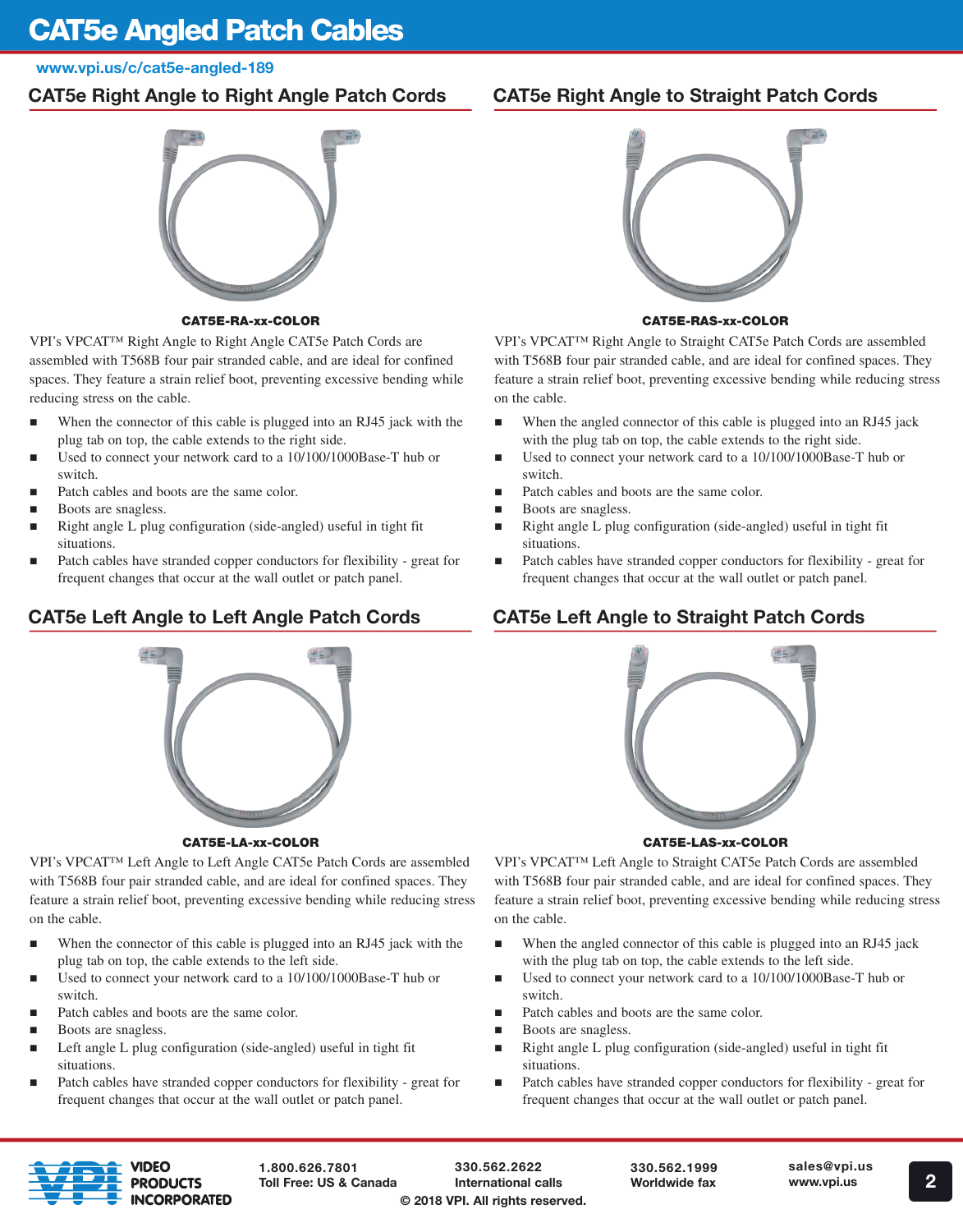# CAT5e Angled Patch Cables

www.vpi.us/c/cat5e-angled-189

## CAT5e Right Angle to Right Angle Patch Cords

**CAT5E-RA-xx-COLOR**

VPI's VPCAT™ Right Angle to Right Angle CAT5e Patch Cords are assembled with T568B four pair stranded cable, and are ideal for confined spaces. They feature a strain relief boot, preventing excessive bending while reducing stress on the cable.

- When the connector of this cable is plugged into an RJ45 jack with the plug tab on top, the cable extends to the right side.
- Used to connect your network card to a 10/100/1000Base-T hub or switch.
- Patch cables and boots are the same color.
- Boots are snagless.
- Right angle L plug configuration (side-angled) useful in tight fit situations.
- Patch cables have stranded copper conductors for flexibility - great for frequent changes that occur at the wall outlet or patch panel.

## CAT5e Right Angle to Straight Patch Cords

**CAT5E-RAS-xx-COLOR**

VPI's VPCAT™ Right Angle to Straight CAT5e Patch Cords are assembled with T568B four pair stranded cable, and are ideal for confined spaces. They feature a strain relief boot, preventing excessive bending while reducing stress on the cable.

- When the angled connector of this cable is plugged into an RJ45 jack with the plug tab on top, the cable extends to the right side.
- Used to connect your network card to a 10/100/1000Base-T hub or switch.
- Patch cables and boots are the same color.
- Boots are snagless.
- Right angle L plug configuration (side-angled) useful in tight fit situations.
- Patch cables have stranded copper conductors for flexibility - great for frequent changes that occur at the wall outlet or patch panel.

## CAT5e Left Angle to Left Angle Patch Cords

**CAT5E-LA-xx-COLOR**

VPI's VPCAT™ Left Angle to Left Angle CAT5e Patch Cords are assembled with T568B four pair stranded cable, and are ideal for confined spaces. They feature a strain relief boot, preventing excessive bending while reducing stress on the cable.

- When the connector of this cable is plugged into an RJ45 jack with the plug tab on top, the cable extends to the left side.
- Used to connect your network card to a 10/100/1000Base-T hub or switch.
- Patch cables and boots are the same color.
- Boots are snagless.
- Left angle L plug configuration (side-angled) useful in tight fit situations.
- Patch cables have stranded copper conductors for flexibility - great for frequent changes that occur at the wall outlet or patch panel.

## CAT5e Left Angle to Straight Patch Cords

**CAT5E-LAS-xx-COLOR**

VPI's VPCAT™ Left Angle to Straight CAT5e Patch Cords are assembled with T568B four pair stranded cable, and are ideal for confined spaces. They feature a strain relief boot, preventing excessive bending while reducing stress on the cable.

- When the angled connector of this cable is plugged into an RJ45 jack with the plug tab on top, the cable extends to the left side.
- Used to connect your network card to a 10/100/1000Base-T hub or switch.
- Patch cables and boots are the same color.
- Boots are snagless.
- Right angle L plug configuration (side-angled) useful in tight fit situations.
- Patch cables have stranded copper conductors for flexibility - great for frequent changes that occur at the wall outlet or patch panel.

VIDEO PRODUCTS INCORPORATED

1.800.626.7801 Toll Free: US & Canada | 330.562.2622 International calls | 330.562.1999 Worldwide fax | sales@vpi.us www.vpi.us

© 2018 VPI. All rights reserved.